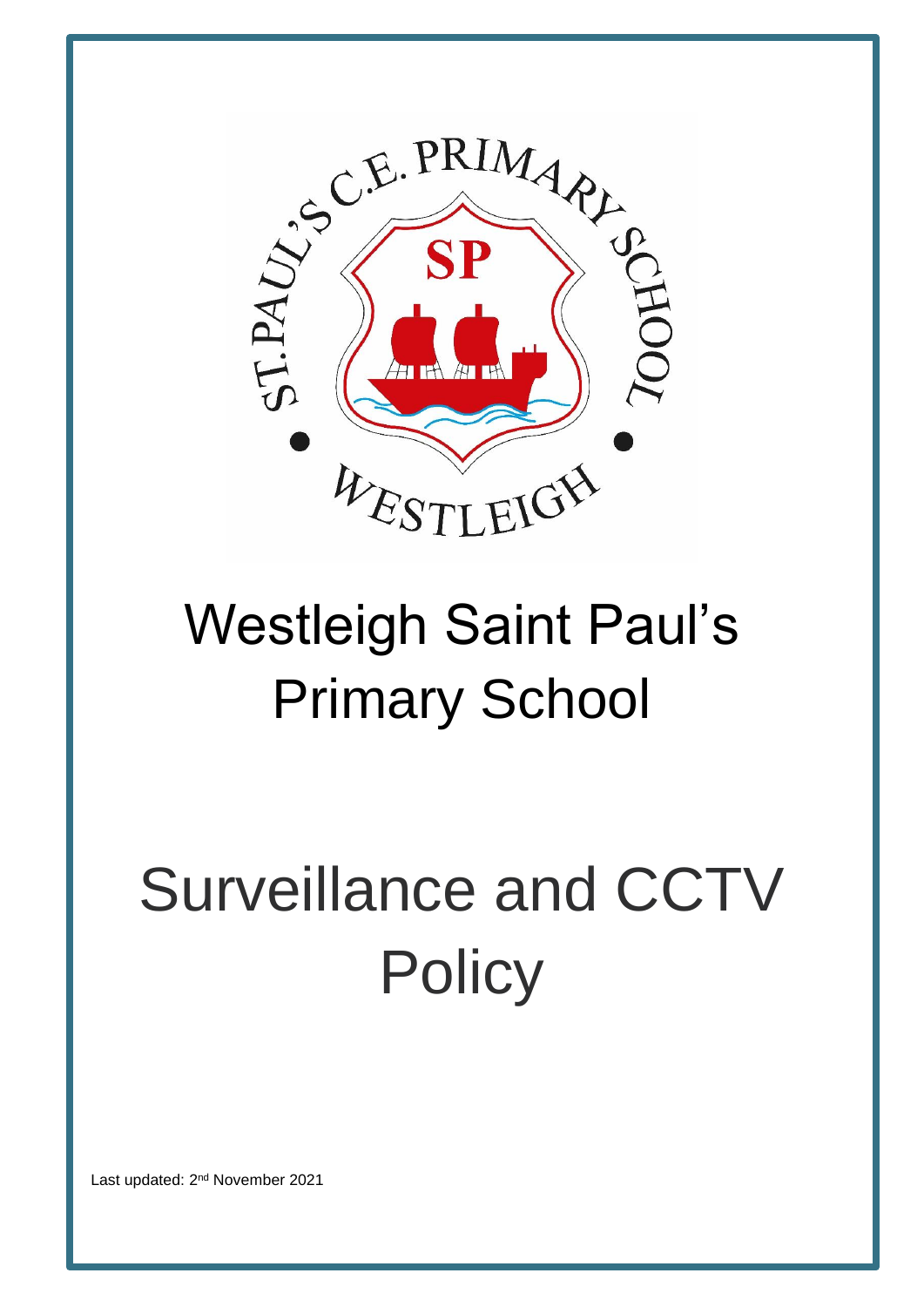# Westleigh Saint Paul's Primary School

# Surveillance and CCTV Policy

Last updated: 2nd November 2021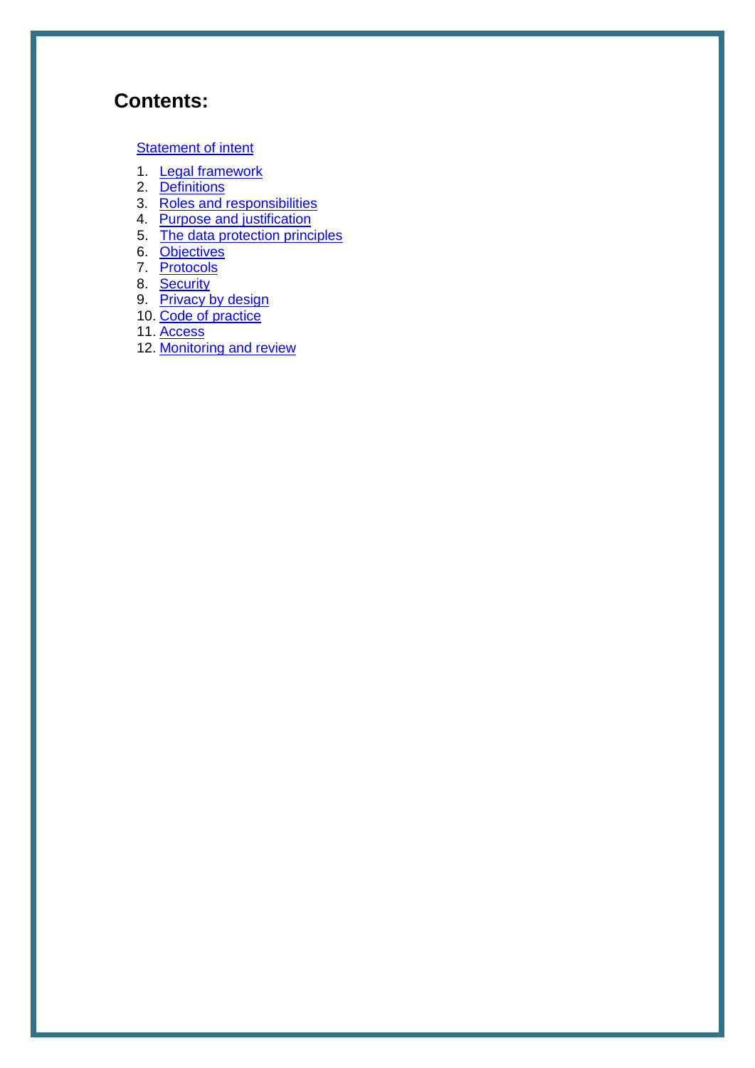## Contents:

Statement of intent

1. Legal framework
2. Definitions
3. Roles and responsibilities
4. Purpose and justification
5. The data protection principles
6. Objectives
7. Protocols
8. Security
9. Privacy by design
10. Code of practice
11. Access
12. Monitoring and review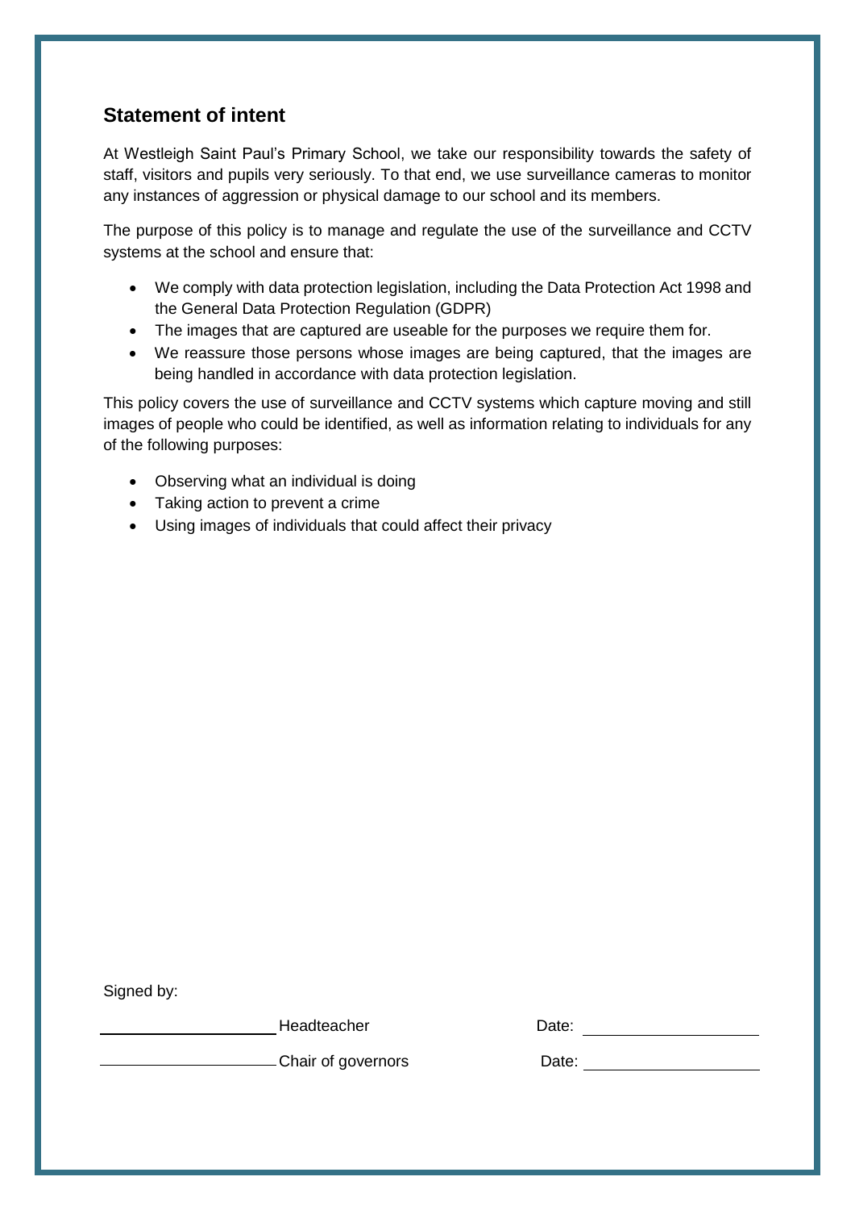## Statement of intent

At Westleigh Saint Paul's Primary School, we take our responsibility towards the safety of staff, visitors and pupils very seriously. To that end, we use surveillance cameras to monitor any instances of aggression or physical damage to our school and its members.

The purpose of this policy is to manage and regulate the use of the surveillance and CCTV systems at the school and ensure that:

- We comply with data protection legislation, including the Data Protection Act 1998 and the General Data Protection Regulation (GDPR)
- The images that are captured are useable for the purposes we require them for.
- We reassure those persons whose images are being captured, that the images are being handled in accordance with data protection legislation.

This policy covers the use of surveillance and CCTV systems which capture moving and still images of people who could be identified, as well as information relating to individuals for any of the following purposes:

- Observing what an individual is doing
- Taking action to prevent a crime
- Using images of individuals that could affect their privacy

Signed by:

\_\_\_\_\_\_\_\_\_\_\_\_\_\_\_\_\_\_\_\_ Headteacher Date: \_\_\_\_\_\_\_\_\_\_\_\_\_\_\_\_\_\_\_\_

\_\_\_\_\_\_\_\_\_\_\_\_\_\_\_\_\_\_\_\_ Chair of governors Date: \_\_\_\_\_\_\_\_\_\_\_\_\_\_\_\_\_\_\_\_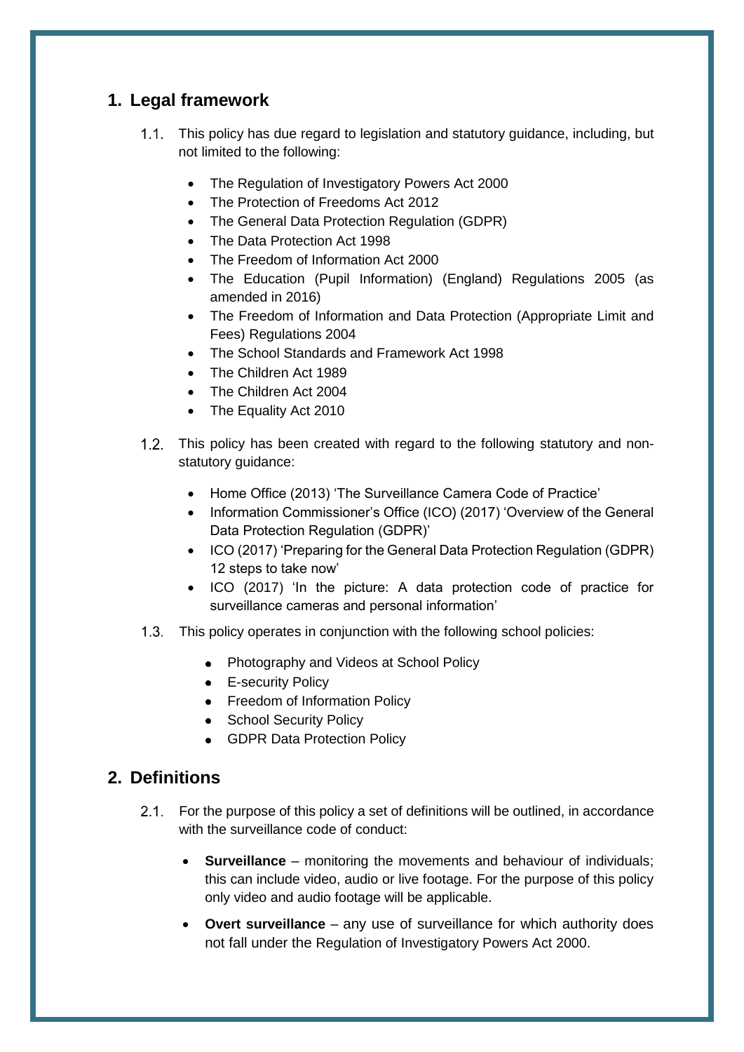## 1. Legal framework

1.1. This policy has due regard to legislation and statutory guidance, including, but not limited to the following:

- The Regulation of Investigatory Powers Act 2000
- The Protection of Freedoms Act 2012
- The General Data Protection Regulation (GDPR)
- The Data Protection Act 1998
- The Freedom of Information Act 2000
- The Education (Pupil Information) (England) Regulations 2005 (as amended in 2016)
- The Freedom of Information and Data Protection (Appropriate Limit and Fees) Regulations 2004
- The School Standards and Framework Act 1998
- The Children Act 1989
- The Children Act 2004
- The Equality Act 2010

1.2. This policy has been created with regard to the following statutory and non-statutory guidance:

- Home Office (2013) 'The Surveillance Camera Code of Practice'
- Information Commissioner's Office (ICO) (2017) 'Overview of the General Data Protection Regulation (GDPR)'
- ICO (2017) 'Preparing for the General Data Protection Regulation (GDPR) 12 steps to take now'
- ICO (2017) 'In the picture: A data protection code of practice for surveillance cameras and personal information'

1.3. This policy operates in conjunction with the following school policies:

- Photography and Videos at School Policy
- E-security Policy
- Freedom of Information Policy
- School Security Policy
- GDPR Data Protection Policy

## 2. Definitions

2.1. For the purpose of this policy a set of definitions will be outlined, in accordance with the surveillance code of conduct:

- **Surveillance** – monitoring the movements and behaviour of individuals; this can include video, audio or live footage. For the purpose of this policy only video and audio footage will be applicable.
- **Overt surveillance** – any use of surveillance for which authority does not fall under the Regulation of Investigatory Powers Act 2000.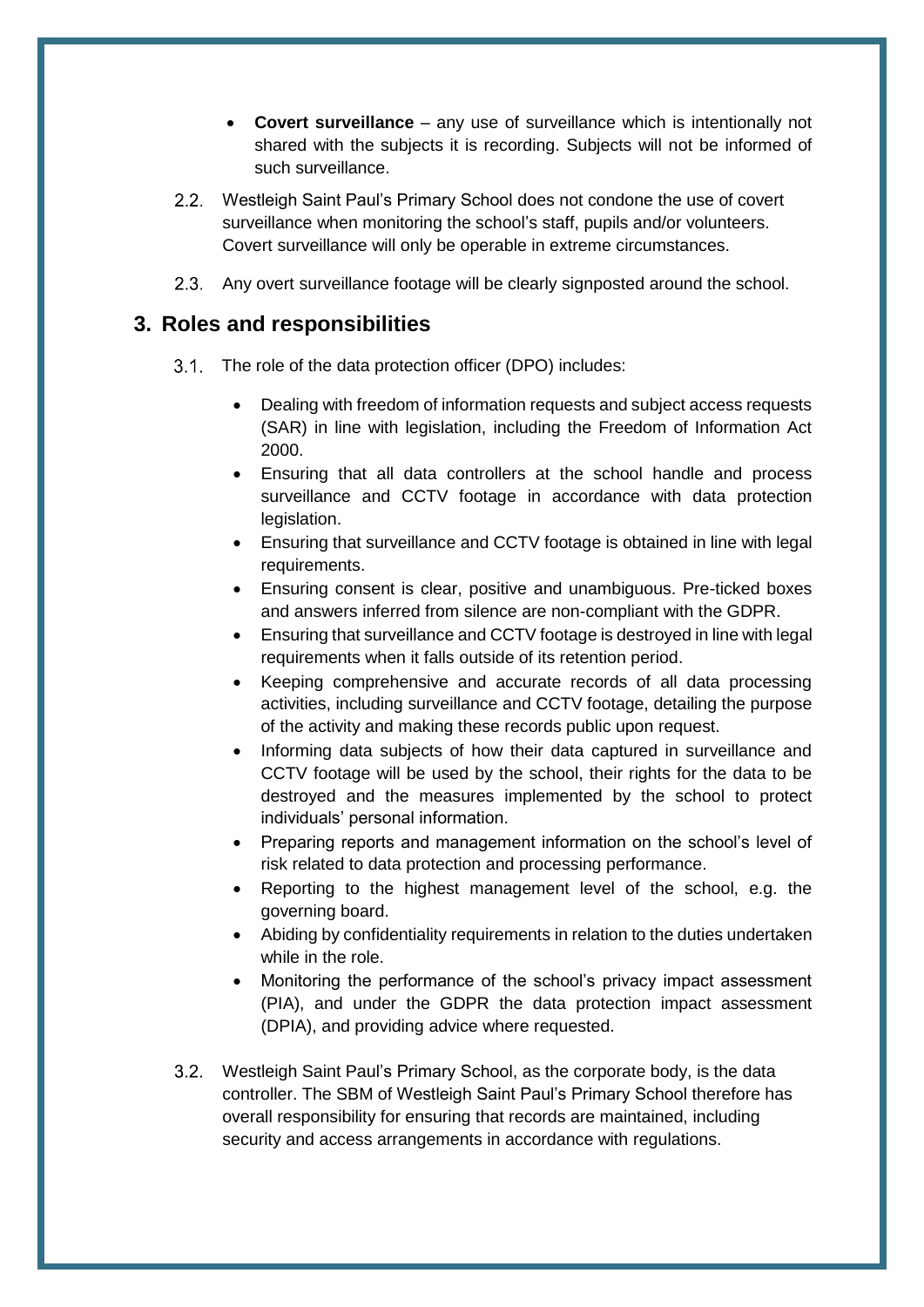- **Covert surveillance** – any use of surveillance which is intentionally not shared with the subjects it is recording. Subjects will not be informed of such surveillance.

2.2. Westleigh Saint Paul's Primary School does not condone the use of covert surveillance when monitoring the school's staff, pupils and/or volunteers. Covert surveillance will only be operable in extreme circumstances.

2.3. Any overt surveillance footage will be clearly signposted around the school.

## 3. Roles and responsibilities

3.1. The role of the data protection officer (DPO) includes:

- Dealing with freedom of information requests and subject access requests (SAR) in line with legislation, including the Freedom of Information Act 2000.
- Ensuring that all data controllers at the school handle and process surveillance and CCTV footage in accordance with data protection legislation.
- Ensuring that surveillance and CCTV footage is obtained in line with legal requirements.
- Ensuring consent is clear, positive and unambiguous. Pre-ticked boxes and answers inferred from silence are non-compliant with the GDPR.
- Ensuring that surveillance and CCTV footage is destroyed in line with legal requirements when it falls outside of its retention period.
- Keeping comprehensive and accurate records of all data processing activities, including surveillance and CCTV footage, detailing the purpose of the activity and making these records public upon request.
- Informing data subjects of how their data captured in surveillance and CCTV footage will be used by the school, their rights for the data to be destroyed and the measures implemented by the school to protect individuals' personal information.
- Preparing reports and management information on the school's level of risk related to data protection and processing performance.
- Reporting to the highest management level of the school, e.g. the governing board.
- Abiding by confidentiality requirements in relation to the duties undertaken while in the role.
- Monitoring the performance of the school's privacy impact assessment (PIA), and under the GDPR the data protection impact assessment (DPIA), and providing advice where requested.

3.2. Westleigh Saint Paul's Primary School, as the corporate body, is the data controller. The SBM of Westleigh Saint Paul's Primary School therefore has overall responsibility for ensuring that records are maintained, including security and access arrangements in accordance with regulations.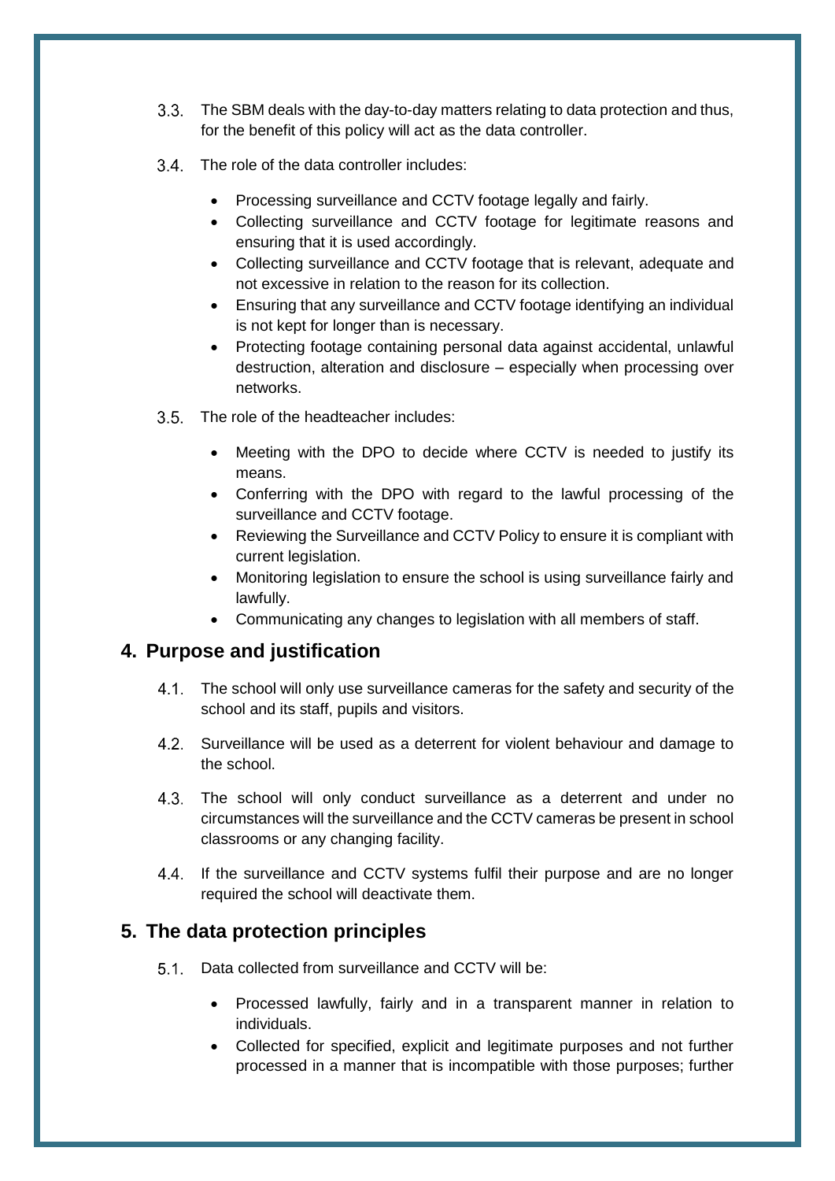3.3. The SBM deals with the day-to-day matters relating to data protection and thus, for the benefit of this policy will act as the data controller.

3.4. The role of the data controller includes:

- Processing surveillance and CCTV footage legally and fairly.
- Collecting surveillance and CCTV footage for legitimate reasons and ensuring that it is used accordingly.
- Collecting surveillance and CCTV footage that is relevant, adequate and not excessive in relation to the reason for its collection.
- Ensuring that any surveillance and CCTV footage identifying an individual is not kept for longer than is necessary.
- Protecting footage containing personal data against accidental, unlawful destruction, alteration and disclosure – especially when processing over networks.

3.5. The role of the headteacher includes:

- Meeting with the DPO to decide where CCTV is needed to justify its means.
- Conferring with the DPO with regard to the lawful processing of the surveillance and CCTV footage.
- Reviewing the Surveillance and CCTV Policy to ensure it is compliant with current legislation.
- Monitoring legislation to ensure the school is using surveillance fairly and lawfully.
- Communicating any changes to legislation with all members of staff.

## 4. Purpose and justification

4.1. The school will only use surveillance cameras for the safety and security of the school and its staff, pupils and visitors.

4.2. Surveillance will be used as a deterrent for violent behaviour and damage to the school.

4.3. The school will only conduct surveillance as a deterrent and under no circumstances will the surveillance and the CCTV cameras be present in school classrooms or any changing facility.

4.4. If the surveillance and CCTV systems fulfil their purpose and are no longer required the school will deactivate them.

## 5. The data protection principles

5.1. Data collected from surveillance and CCTV will be:

- Processed lawfully, fairly and in a transparent manner in relation to individuals.
- Collected for specified, explicit and legitimate purposes and not further processed in a manner that is incompatible with those purposes; further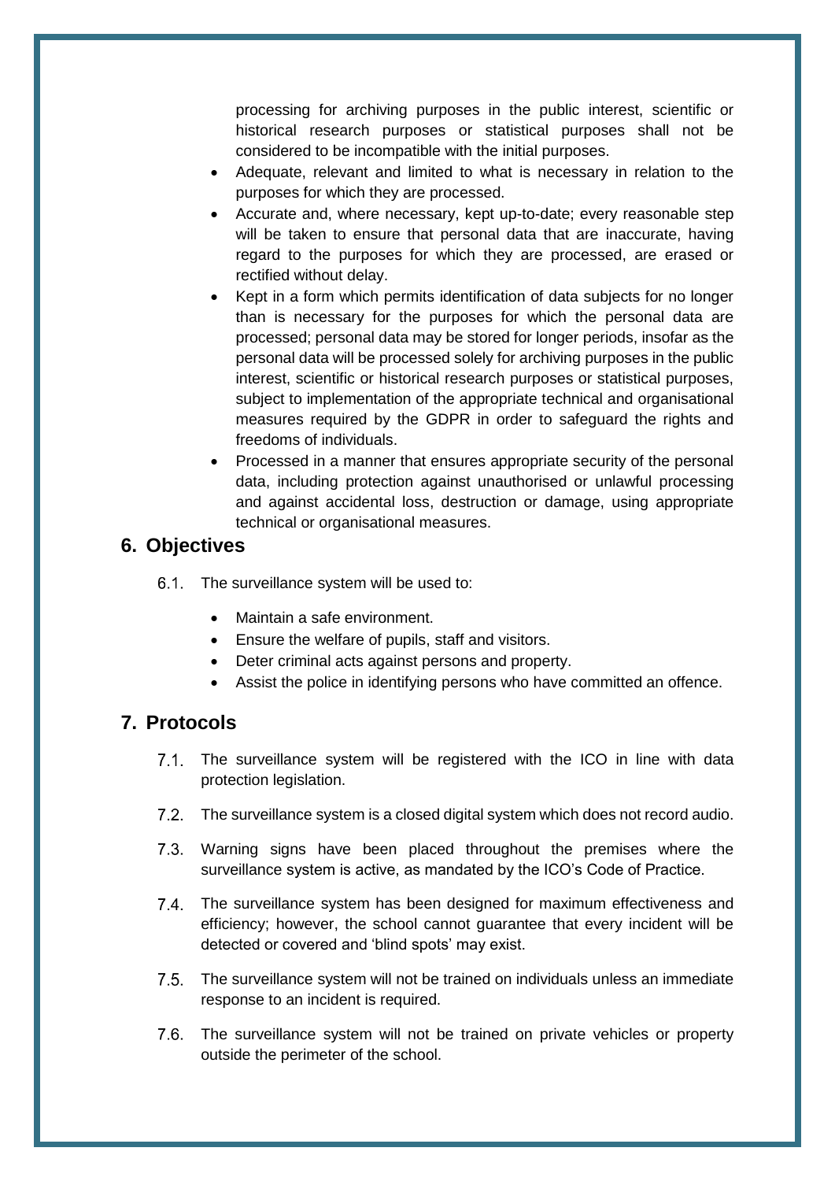processing for archiving purposes in the public interest, scientific or historical research purposes or statistical purposes shall not be considered to be incompatible with the initial purposes.

- Adequate, relevant and limited to what is necessary in relation to the purposes for which they are processed.
- Accurate and, where necessary, kept up-to-date; every reasonable step will be taken to ensure that personal data that are inaccurate, having regard to the purposes for which they are processed, are erased or rectified without delay.
- Kept in a form which permits identification of data subjects for no longer than is necessary for the purposes for which the personal data are processed; personal data may be stored for longer periods, insofar as the personal data will be processed solely for archiving purposes in the public interest, scientific or historical research purposes or statistical purposes, subject to implementation of the appropriate technical and organisational measures required by the GDPR in order to safeguard the rights and freedoms of individuals.
- Processed in a manner that ensures appropriate security of the personal data, including protection against unauthorised or unlawful processing and against accidental loss, destruction or damage, using appropriate technical or organisational measures.

## 6. Objectives

6.1. The surveillance system will be used to:

- Maintain a safe environment.
- Ensure the welfare of pupils, staff and visitors.
- Deter criminal acts against persons and property.
- Assist the police in identifying persons who have committed an offence.

## 7. Protocols

7.1. The surveillance system will be registered with the ICO in line with data protection legislation.

7.2. The surveillance system is a closed digital system which does not record audio.

7.3. Warning signs have been placed throughout the premises where the surveillance system is active, as mandated by the ICO's Code of Practice.

7.4. The surveillance system has been designed for maximum effectiveness and efficiency; however, the school cannot guarantee that every incident will be detected or covered and 'blind spots' may exist.

7.5. The surveillance system will not be trained on individuals unless an immediate response to an incident is required.

7.6. The surveillance system will not be trained on private vehicles or property outside the perimeter of the school.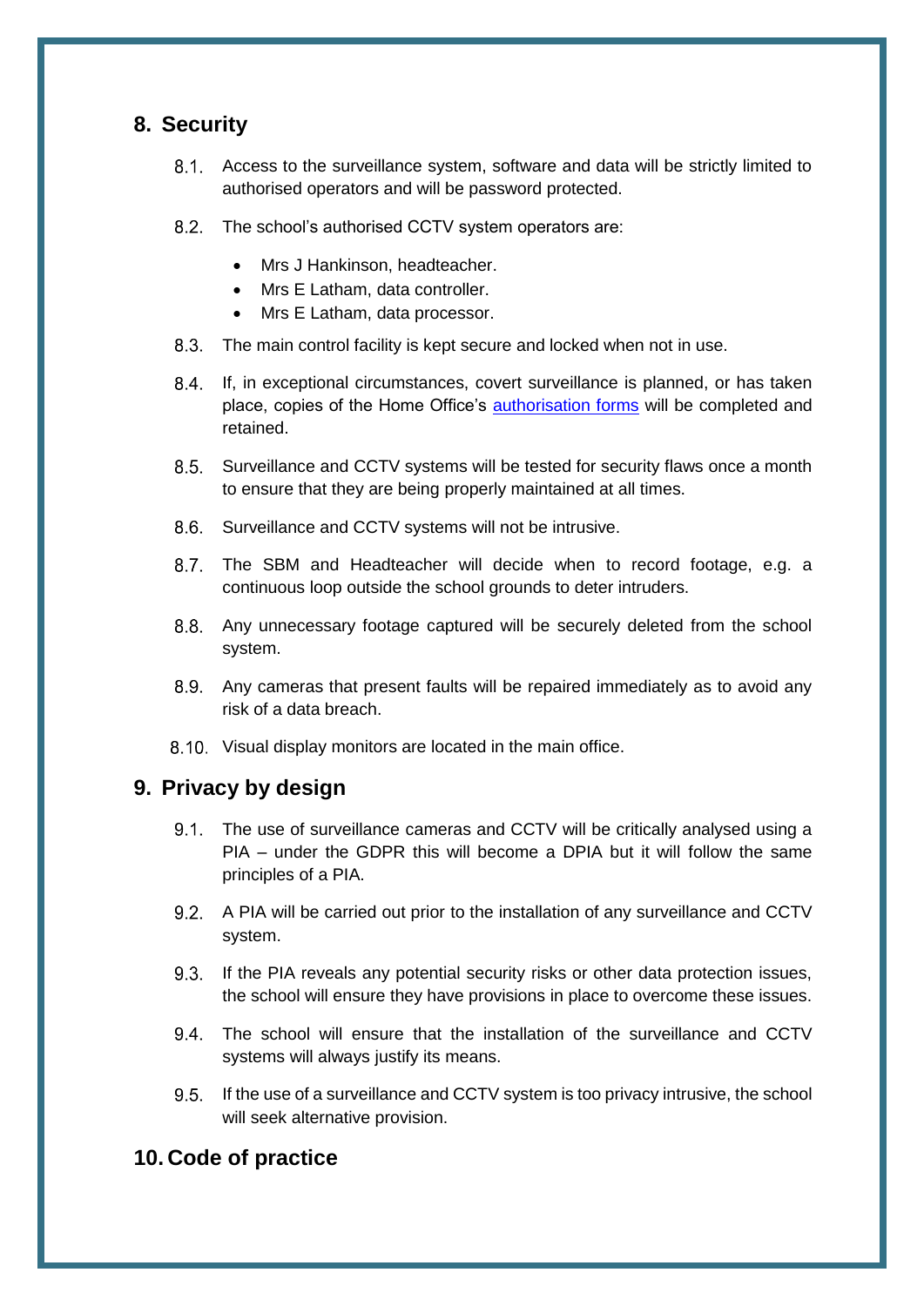## 8. Security

8.1. Access to the surveillance system, software and data will be strictly limited to authorised operators and will be password protected.

8.2. The school's authorised CCTV system operators are:

- Mrs J Hankinson, headteacher.
- Mrs E Latham, data controller.
- Mrs E Latham, data processor.

8.3. The main control facility is kept secure and locked when not in use.

8.4. If, in exceptional circumstances, covert surveillance is planned, or has taken place, copies of the Home Office's [authorisation forms] will be completed and retained.

8.5. Surveillance and CCTV systems will be tested for security flaws once a month to ensure that they are being properly maintained at all times.

8.6. Surveillance and CCTV systems will not be intrusive.

8.7. The SBM and Headteacher will decide when to record footage, e.g. a continuous loop outside the school grounds to deter intruders.

8.8. Any unnecessary footage captured will be securely deleted from the school system.

8.9. Any cameras that present faults will be repaired immediately as to avoid any risk of a data breach.

8.10. Visual display monitors are located in the main office.

## 9. Privacy by design

9.1. The use of surveillance cameras and CCTV will be critically analysed using a PIA – under the GDPR this will become a DPIA but it will follow the same principles of a PIA.

9.2. A PIA will be carried out prior to the installation of any surveillance and CCTV system.

9.3. If the PIA reveals any potential security risks or other data protection issues, the school will ensure they have provisions in place to overcome these issues.

9.4. The school will ensure that the installation of the surveillance and CCTV systems will always justify its means.

9.5. If the use of a surveillance and CCTV system is too privacy intrusive, the school will seek alternative provision.

## 10. Code of practice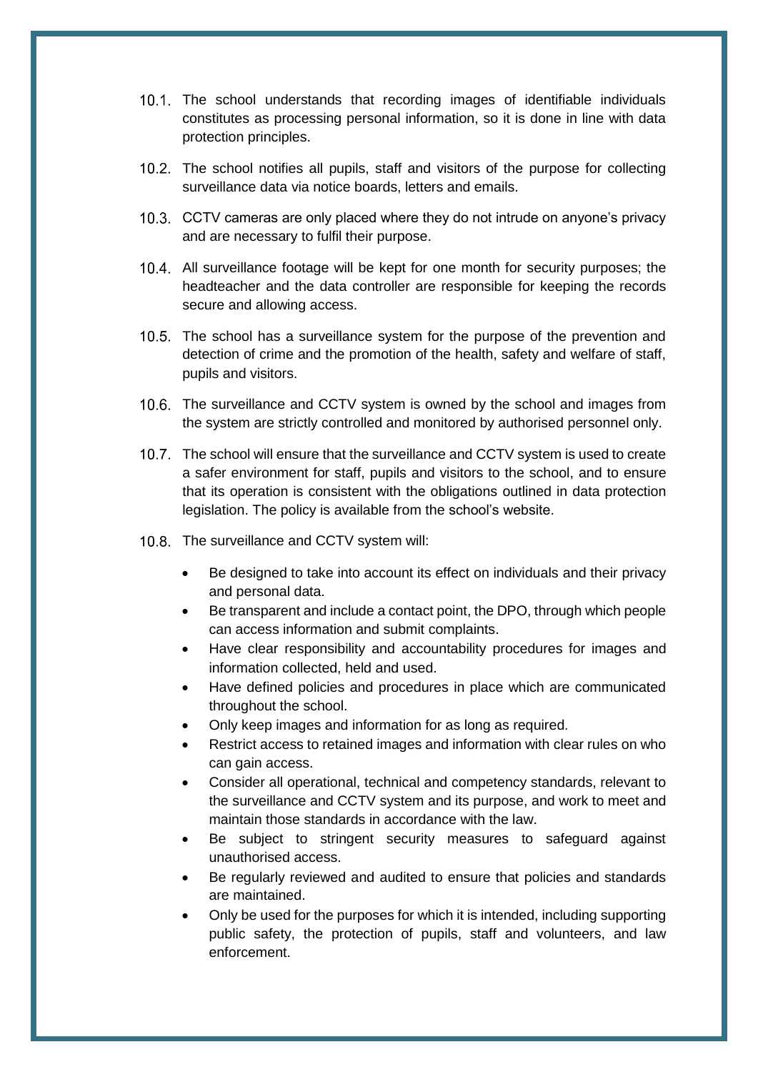10.1. The school understands that recording images of identifiable individuals constitutes as processing personal information, so it is done in line with data protection principles.

10.2. The school notifies all pupils, staff and visitors of the purpose for collecting surveillance data via notice boards, letters and emails.

10.3. CCTV cameras are only placed where they do not intrude on anyone's privacy and are necessary to fulfil their purpose.

10.4. All surveillance footage will be kept for one month for security purposes; the headteacher and the data controller are responsible for keeping the records secure and allowing access.

10.5. The school has a surveillance system for the purpose of the prevention and detection of crime and the promotion of the health, safety and welfare of staff, pupils and visitors.

10.6. The surveillance and CCTV system is owned by the school and images from the system are strictly controlled and monitored by authorised personnel only.

10.7. The school will ensure that the surveillance and CCTV system is used to create a safer environment for staff, pupils and visitors to the school, and to ensure that its operation is consistent with the obligations outlined in data protection legislation. The policy is available from the school's website.

10.8. The surveillance and CCTV system will:

- Be designed to take into account its effect on individuals and their privacy and personal data.
- Be transparent and include a contact point, the DPO, through which people can access information and submit complaints.
- Have clear responsibility and accountability procedures for images and information collected, held and used.
- Have defined policies and procedures in place which are communicated throughout the school.
- Only keep images and information for as long as required.
- Restrict access to retained images and information with clear rules on who can gain access.
- Consider all operational, technical and competency standards, relevant to the surveillance and CCTV system and its purpose, and work to meet and maintain those standards in accordance with the law.
- Be subject to stringent security measures to safeguard against unauthorised access.
- Be regularly reviewed and audited to ensure that policies and standards are maintained.
- Only be used for the purposes for which it is intended, including supporting public safety, the protection of pupils, staff and volunteers, and law enforcement.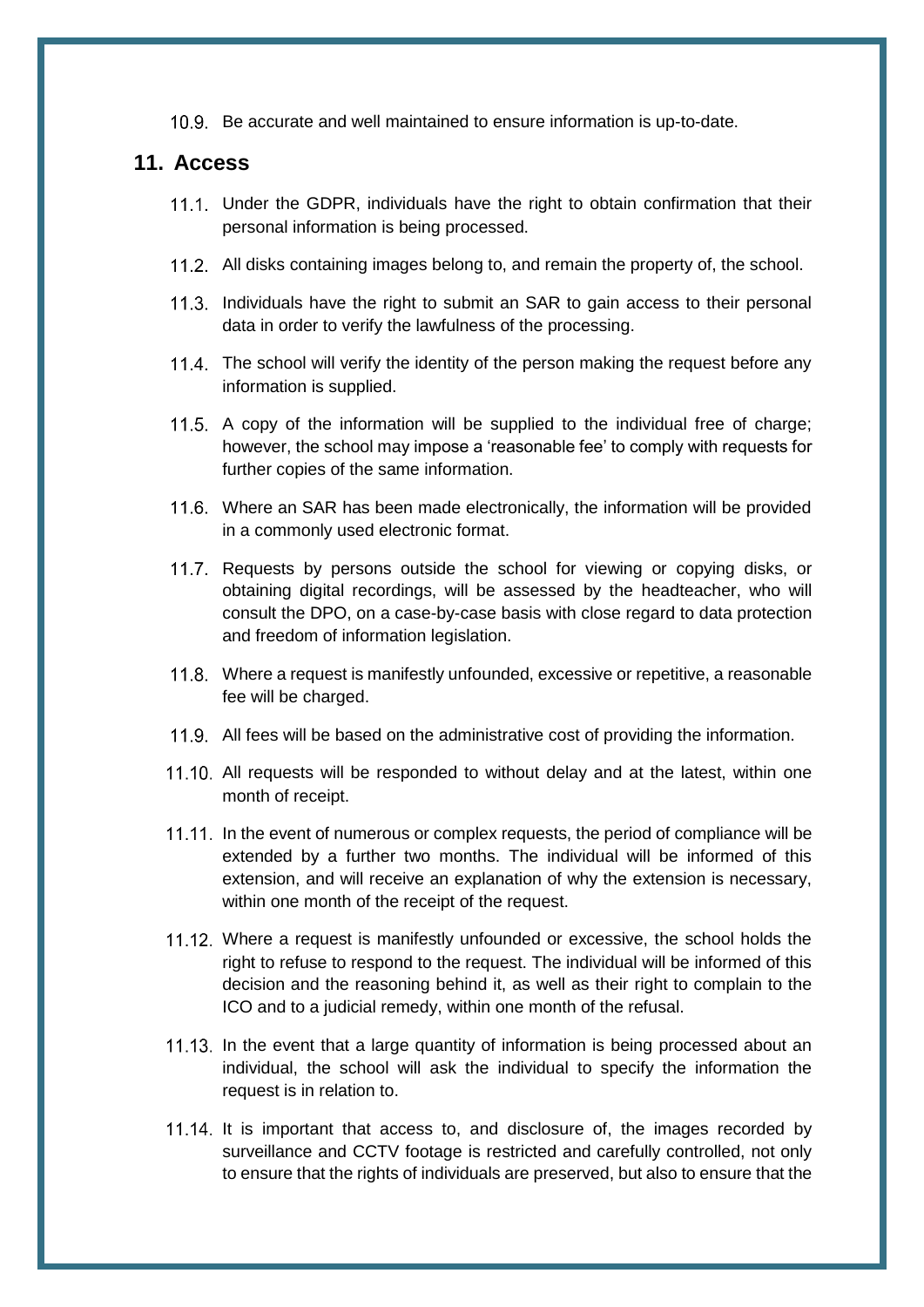10.9. Be accurate and well maintained to ensure information is up-to-date.

## 11. Access

11.1. Under the GDPR, individuals have the right to obtain confirmation that their personal information is being processed.

11.2. All disks containing images belong to, and remain the property of, the school.

11.3. Individuals have the right to submit an SAR to gain access to their personal data in order to verify the lawfulness of the processing.

11.4. The school will verify the identity of the person making the request before any information is supplied.

11.5. A copy of the information will be supplied to the individual free of charge; however, the school may impose a 'reasonable fee' to comply with requests for further copies of the same information.

11.6. Where an SAR has been made electronically, the information will be provided in a commonly used electronic format.

11.7. Requests by persons outside the school for viewing or copying disks, or obtaining digital recordings, will be assessed by the headteacher, who will consult the DPO, on a case-by-case basis with close regard to data protection and freedom of information legislation.

11.8. Where a request is manifestly unfounded, excessive or repetitive, a reasonable fee will be charged.

11.9. All fees will be based on the administrative cost of providing the information.

11.10. All requests will be responded to without delay and at the latest, within one month of receipt.

11.11. In the event of numerous or complex requests, the period of compliance will be extended by a further two months. The individual will be informed of this extension, and will receive an explanation of why the extension is necessary, within one month of the receipt of the request.

11.12. Where a request is manifestly unfounded or excessive, the school holds the right to refuse to respond to the request. The individual will be informed of this decision and the reasoning behind it, as well as their right to complain to the ICO and to a judicial remedy, within one month of the refusal.

11.13. In the event that a large quantity of information is being processed about an individual, the school will ask the individual to specify the information the request is in relation to.

11.14. It is important that access to, and disclosure of, the images recorded by surveillance and CCTV footage is restricted and carefully controlled, not only to ensure that the rights of individuals are preserved, but also to ensure that the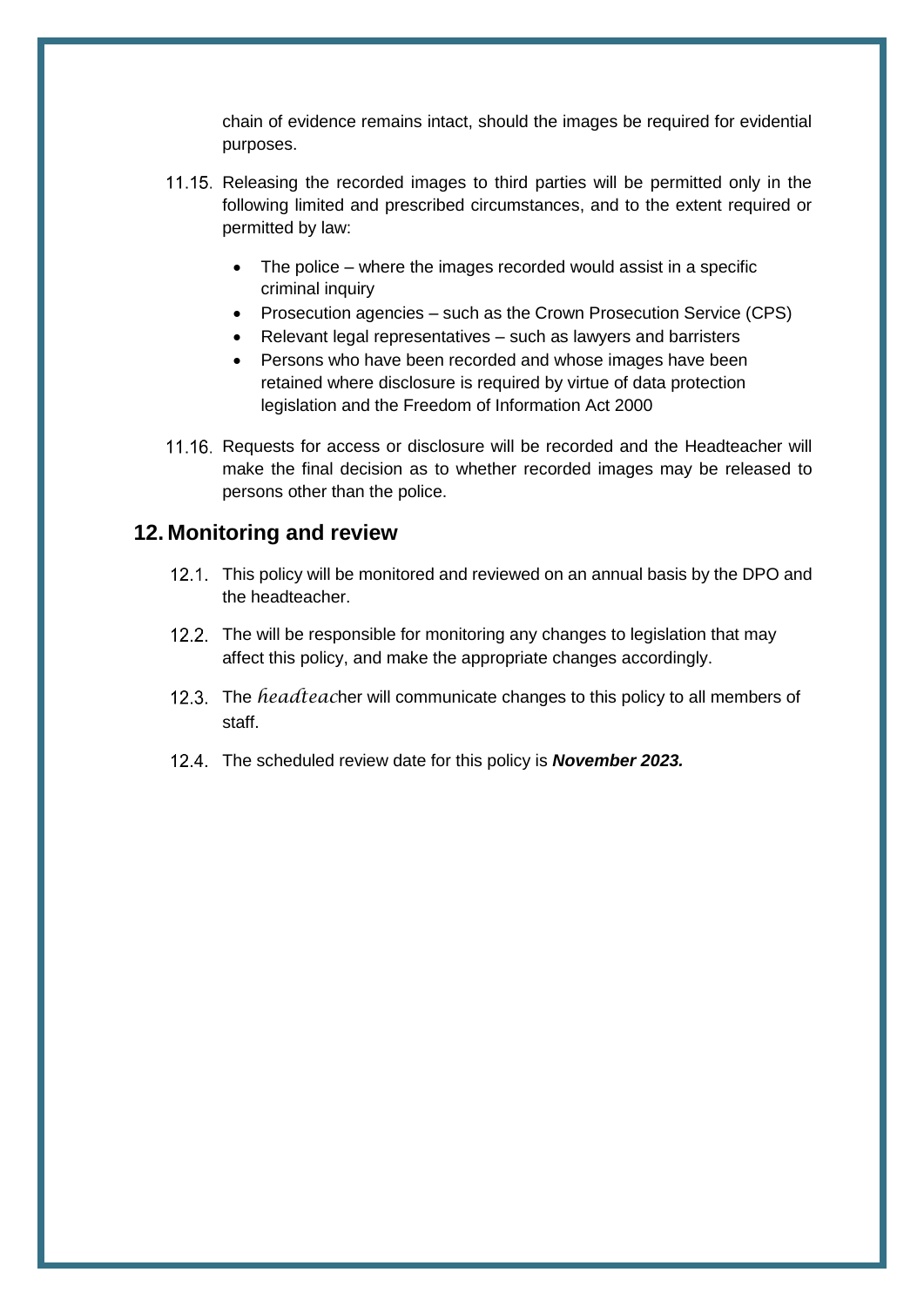chain of evidence remains intact, should the images be required for evidential purposes.

11.15. Releasing the recorded images to third parties will be permitted only in the following limited and prescribed circumstances, and to the extent required or permitted by law:

- The police – where the images recorded would assist in a specific criminal inquiry
- Prosecution agencies – such as the Crown Prosecution Service (CPS)
- Relevant legal representatives – such as lawyers and barristers
- Persons who have been recorded and whose images have been retained where disclosure is required by virtue of data protection legislation and the Freedom of Information Act 2000

11.16. Requests for access or disclosure will be recorded and the Headteacher will make the final decision as to whether recorded images may be released to persons other than the police.

## 12. Monitoring and review

12.1. This policy will be monitored and reviewed on an annual basis by the DPO and the headteacher.

12.2. The will be responsible for monitoring any changes to legislation that may affect this policy, and make the appropriate changes accordingly.

12.3. The headteacher will communicate changes to this policy to all members of staff.

12.4. The scheduled review date for this policy is ***November 2023.***